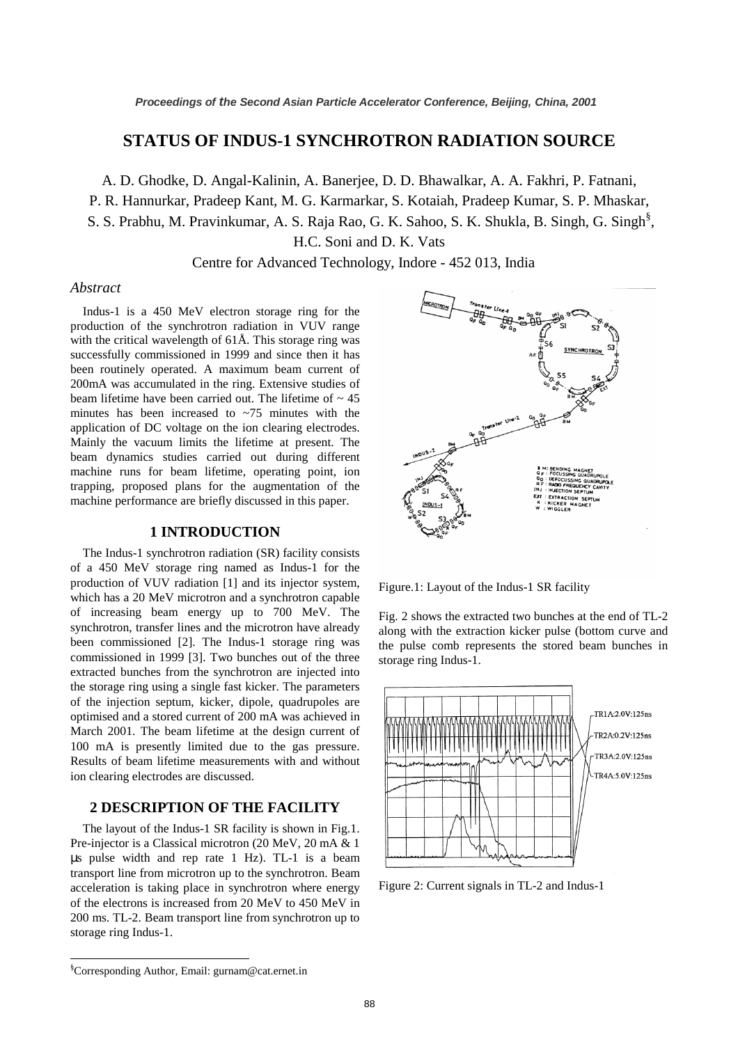# STATUS OF INDUS-1 SYNCHROTRON RADIATION SOURCE

A. D. Ghodke, D. Angal-Kalinin, A. Banerjee, D. D. Bhawalkar, A. A. Fakhri, P. Fatnani, P. R. Hannurkar, Pradeep Kant, M. G. Karmarkar, S. Kotaiah, Pradeep Kumar, S. P. Mhaskar, S. S. Prabhu, M. Pravinkumar, A. S. Raja Rao, G. K. Sahoo, S. K. Shukla, B. Singh, G. Singh[§], H.C. Soni and D. K. Vats

Centre for Advanced Technology, Indore - 452 013, India

### *Abstract*

Indus-1 is a 450 MeV electron storage ring for the production of the synchrotron radiation in VUV range with the critical wavelength of 61Å. This storage ring was successfully commissioned in 1999 and since then it has been routinely operated. A maximum beam current of 200mA was accumulated in the ring. Extensive studies of beam lifetime have been carried out. The lifetime of ~ 45 minutes has been increased to ~75 minutes with the application of DC voltage on the ion clearing electrodes. Mainly the vacuum limits the lifetime at present. The beam dynamics studies carried out during different machine runs for beam lifetime, operating point, ion trapping, proposed plans for the augmentation of the machine performance are briefly discussed in this paper.

## 1 INTRODUCTION

The Indus-1 synchrotron radiation (SR) facility consists of a 450 MeV storage ring named as Indus-1 for the production of VUV radiation [1] and its injector system, which has a 20 MeV microtron and a synchrotron capable of increasing beam energy up to 700 MeV. The synchrotron, transfer lines and the microtron have already been commissioned [2]. The Indus-1 storage ring was commissioned in 1999 [3]. Two bunches out of the three extracted bunches from the synchrotron are injected into the storage ring using a single fast kicker. The parameters of the injection septum, kicker, dipole, quadrupoles are optimised and a stored current of 200 mA was achieved in March 2001. The beam lifetime at the design current of 100 mA is presently limited due to the gas pressure. Results of beam lifetime measurements with and without ion clearing electrodes are discussed.

## 2 DESCRIPTION OF THE FACILITY

The layout of the Indus-1 SR facility is shown in Fig.1. Pre-injector is a Classical microtron (20 MeV, 20 mA & 1 μs pulse width and rep rate 1 Hz). TL-1 is a beam transport line from microtron up to the synchrotron. Beam acceleration is taking place in synchrotron where energy of the electrons is increased from 20 MeV to 450 MeV in 200 ms. TL-2. Beam transport line from synchrotron up to storage ring Indus-1.

Figure.1: Layout of the Indus-1 SR facility

Fig. 2 shows the extracted two bunches at the end of TL-2 along with the extraction kicker pulse (bottom curve and the pulse comb represents the stored beam bunches in storage ring Indus-1.

Figure 2: Current signals in TL-2 and Indus-1

[§]Corresponding Author, Email: gurnam@cat.ernet.in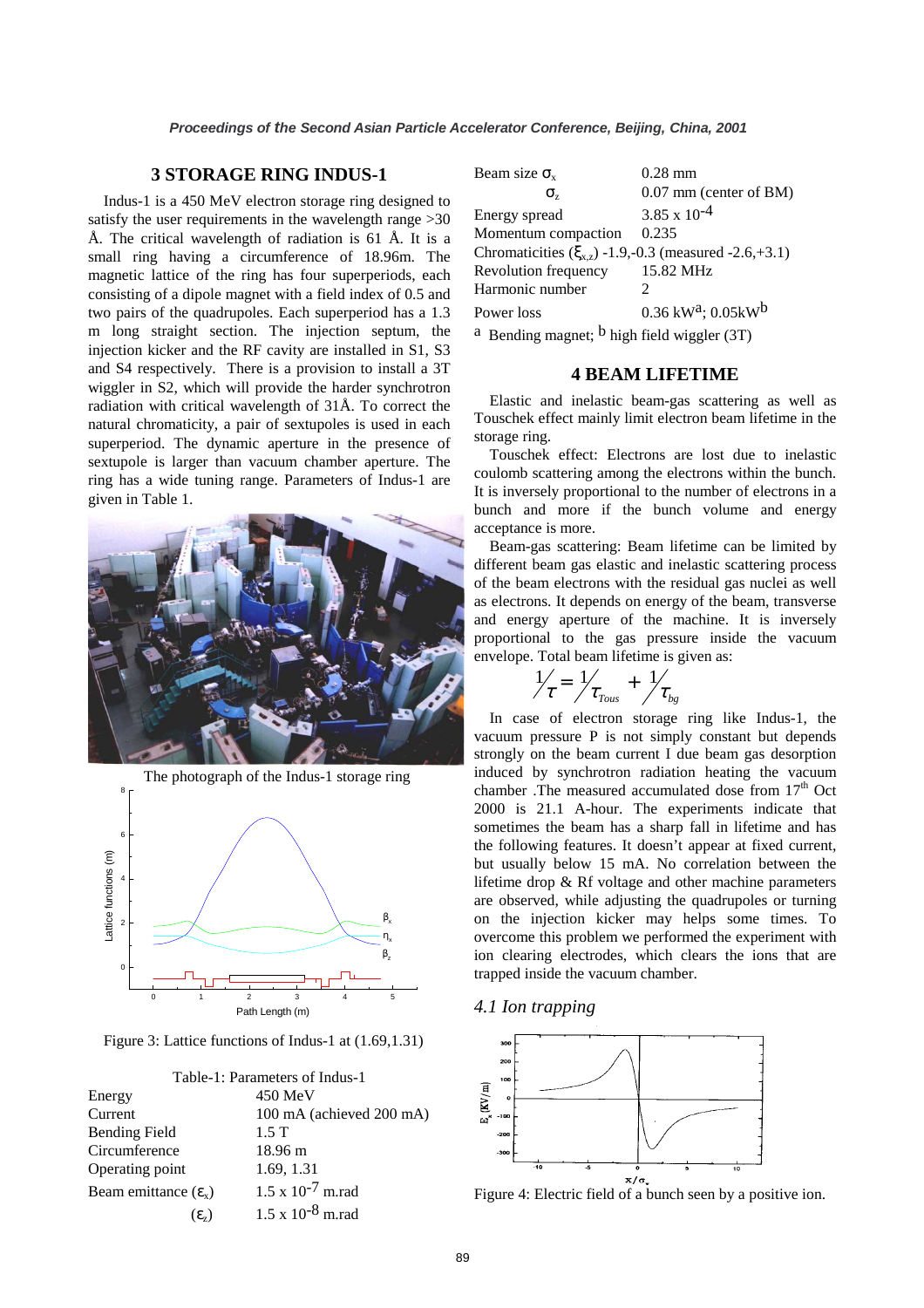## 3 STORAGE RING INDUS-1

Indus-1 is a 450 MeV electron storage ring designed to satisfy the user requirements in the wavelength range >30 Å. The critical wavelength of radiation is 61 Å. It is a small ring having a circumference of 18.96m. The magnetic lattice of the ring has four superperiods, each consisting of a dipole magnet with a field index of 0.5 and two pairs of the quadrupoles. Each superperiod has a 1.3 m long straight section. The injection septum, the injection kicker and the RF cavity are installed in S1, S3 and S4 respectively. There is a provision to install a 3T wiggler in S2, which will provide the harder synchrotron radiation with critical wavelength of 31Å. To correct the natural chromaticity, a pair of sextupoles is used in each superperiod. The dynamic aperture in the presence of sextupole is larger than vacuum chamber aperture. The ring has a wide tuning range. Parameters of Indus-1 are given in Table 1.

The photograph of the Indus-1 storage ring

Figure 3: Lattice functions of Indus-1 at (1.69,1.31)

Table-1: Parameters of Indus-1

| Parameter | Value |
|---|---|
| Energy | 450 MeV |
| Current | 100 mA (achieved 200 mA) |
| Bending Field | 1.5 T |
| Circumference | 18.96 m |
| Operating point | 1.69, 1.31 |
| Beam emittance ($\varepsilon_x$) | $1.5 \times 10^{-7}$ m.rad |
| ($\varepsilon_z$) | $1.5 \times 10^{-8}$ m.rad |
| Beam size $\sigma_x$ | 0.28 mm |
| $\sigma_z$ | 0.07 mm (center of BM) |
| Energy spread | $3.85 \times 10^{-4}$ |
| Momentum compaction | 0.235 |
| Chromaticities ($\xi_{x,z}$) | -1.9,-0.3 (measured -2.6,+3.1) |
| Revolution frequency | 15.82 MHz |
| Harmonic number | 2 |
| Power loss | 0.36 kW[a]; 0.05kW[b] |

[a] Bending magnet; [b] high field wiggler (3T)

## 4 BEAM LIFETIME

Elastic and inelastic beam-gas scattering as well as Touschek effect mainly limit electron beam lifetime in the storage ring.

Touschek effect: Electrons are lost due to inelastic coulomb scattering among the electrons within the bunch. It is inversely proportional to the number of electrons in a bunch and more if the bunch volume and energy acceptance is more.

Beam-gas scattering: Beam lifetime can be limited by different beam gas elastic and inelastic scattering process of the beam electrons with the residual gas nuclei as well as electrons. It depends on energy of the beam, transverse and energy aperture of the machine. It is inversely proportional to the gas pressure inside the vacuum envelope. Total beam lifetime is given as:

$$1/\tau = 1/\tau_{Tous} + 1/\tau_{bg}$$

In case of electron storage ring like Indus-1, the vacuum pressure P is not simply constant but depends strongly on the beam current I due beam gas desorption induced by synchrotron radiation heating the vacuum chamber .The measured accumulated dose from 17th Oct 2000 is 21.1 A-hour. The experiments indicate that sometimes the beam has a sharp fall in lifetime and has the following features. It doesn't appear at fixed current, but usually below 15 mA. No correlation between the lifetime drop & Rf voltage and other machine parameters are observed, while adjusting the quadrupoles or turning on the injection kicker may helps some times. To overcome this problem we performed the experiment with ion clearing electrodes, which clears the ions that are trapped inside the vacuum chamber.

### 4.1 Ion trapping

Figure 4: Electric field of a bunch seen by a positive ion.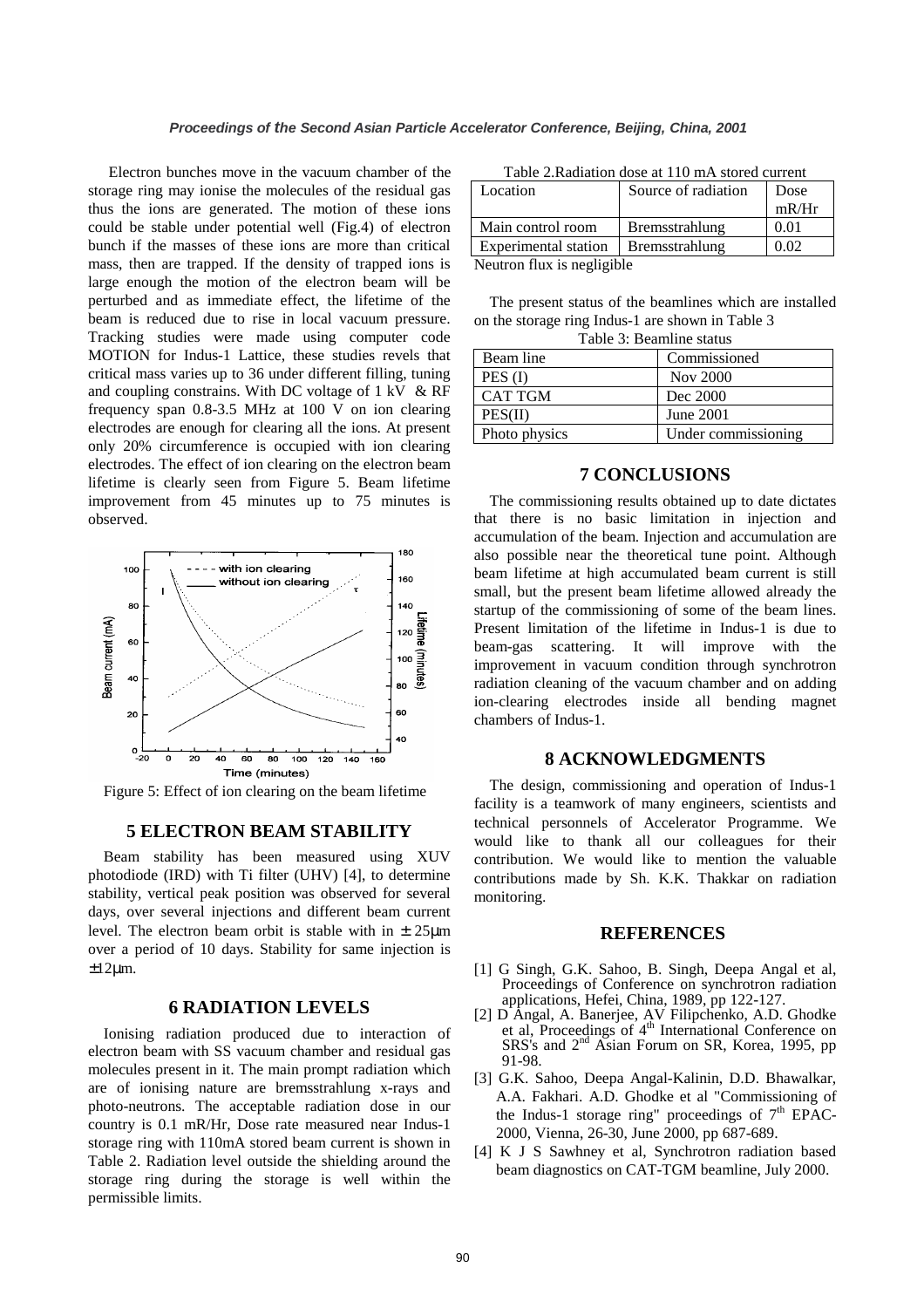Electron bunches move in the vacuum chamber of the storage ring may ionise the molecules of the residual gas thus the ions are generated. The motion of these ions could be stable under potential well (Fig.4) of electron bunch if the masses of these ions are more than critical mass, then are trapped. If the density of trapped ions is large enough the motion of the electron beam will be perturbed and as immediate effect, the lifetime of the beam is reduced due to rise in local vacuum pressure. Tracking studies were made using computer code MOTION for Indus-1 Lattice, these studies revels that critical mass varies up to 36 under different filling, tuning and coupling constrains. With DC voltage of 1 kV & RF frequency span 0.8-3.5 MHz at 100 V on ion clearing electrodes are enough for clearing all the ions. At present only 20% circumference is occupied with ion clearing electrodes. The effect of ion clearing on the electron beam lifetime is clearly seen from Figure 5. Beam lifetime improvement from 45 minutes up to 75 minutes is observed.

with ion clearing
without ion clearing
I
τ
Beam current (mA)
Lifetime (minutes)
Time (minutes)
0 20 40 60 80 100
-20 0 20 40 60 80 100 120 140 160
40 60 80 100 120 140 160 180

Figure 5: Effect of ion clearing on the beam lifetime

## 5 ELECTRON BEAM STABILITY

Beam stability has been measured using XUV photodiode (IRD) with Ti filter (UHV) [4], to determine stability, vertical peak position was observed for several days, over several injections and different beam current level. The electron beam orbit is stable with in $\pm$ 25µm over a period of 10 days. Stability for same injection is $\pm$12µm.

## 6 RADIATION LEVELS

Ionising radiation produced due to interaction of electron beam with SS vacuum chamber and residual gas molecules present in it. The main prompt radiation which are of ionising nature are bremsstrahlung x-rays and photo-neutrons. The acceptable radiation dose in our country is 0.1 mR/Hr, Dose rate measured near Indus-1 storage ring with 110mA stored beam current is shown in Table 2. Radiation level outside the shielding around the storage ring during the storage is well within the permissible limits.

Table 2.Radiation dose at 110 mA stored current

| Location | Source of radiation | Dose mR/Hr |
|---|---|---|
| Main control room | Bremsstrahlung | 0.01 |
| Experimental station | Bremsstrahlung | 0.02 |

Neutron flux is negligible

The present status of the beamlines which are installed on the storage ring Indus-1 are shown in Table 3

Table 3: Beamline status

| Beam line | Commissioned |
|---|---|
| PES (I) | Nov 2000 |
| CAT TGM | Dec 2000 |
| PES(II) | June 2001 |
| Photo physics | Under commissioning |

## 7 CONCLUSIONS

The commissioning results obtained up to date dictates that there is no basic limitation in injection and accumulation of the beam. Injection and accumulation are also possible near the theoretical tune point. Although beam lifetime at high accumulated beam current is still small, but the present beam lifetime allowed already the startup of the commissioning of some of the beam lines. Present limitation of the lifetime in Indus-1 is due to beam-gas scattering. It will improve with the improvement in vacuum condition through synchrotron radiation cleaning of the vacuum chamber and on adding ion-clearing electrodes inside all bending magnet chambers of Indus-1.

## 8 ACKNOWLEDGMENTS

The design, commissioning and operation of Indus-1 facility is a teamwork of many engineers, scientists and technical personnels of Accelerator Programme. We would like to thank all our colleagues for their contribution. We would like to mention the valuable contributions made by Sh. K.K. Thakkar on radiation monitoring.

## REFERENCES

[1] G Singh, G.K. Sahoo, B. Singh, Deepa Angal et al, Proceedings of Conference on synchrotron radiation applications, Hefei, China, 1989, pp 122-127.

[2] D Angal, A. Banerjee, AV Filipchenko, A.D. Ghodke et al, Proceedings of 4th International Conference on SRS's and 2nd Asian Forum on SR, Korea, 1995, pp 91-98.

[3] G.K. Sahoo, Deepa Angal-Kalinin, D.D. Bhawalkar, A.A. Fakhari. A.D. Ghodke et al "Commissioning of the Indus-1 storage ring" proceedings of 7th EPAC-2000, Vienna, 26-30, June 2000, pp 687-689.

[4] K J S Sawhney et al, Synchrotron radiation based beam diagnostics on CAT-TGM beamline, July 2000.